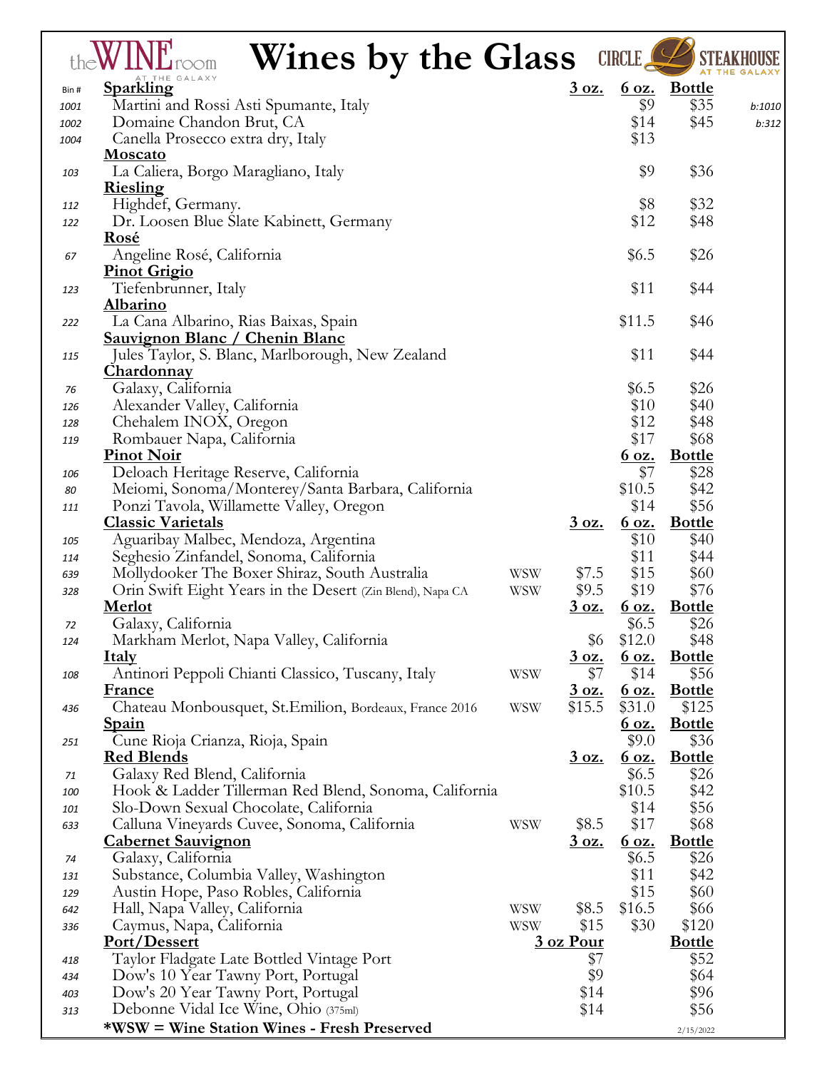# the WINE room AT THE GALAXY — Wines by the Glass — CIRCLE L STEAKHOUSE AT THE GALAXY

| Bin # | Wine | | 3 oz. | 6 oz. | Bottle | |
|---|---|---|---|---|---|---|
| | **Sparkling** | | **3 oz.** | **6 oz.** | **Bottle** | |
| 1001 | Martini and Rossi Asti Spumante, Italy | | | $9 | $35 | b:1010 |
| 1002 | Domaine Chandon Brut, CA | | | $14 | $45 | b:312 |
| 1004 | Canella Prosecco extra dry, Italy | | | $13 | | |
| | **Moscato** | | | | | |
| 103 | La Caliera, Borgo Maragliano, Italy | | | $9 | $36 | |
| | **Riesling** | | | | | |
| 112 | Highdef, Germany. | | | $8 | $32 | |
| 122 | Dr. Loosen Blue Slate Kabinett, Germany | | | $12 | $48 | |
| | **Rosé** | | | | | |
| 67 | Angeline Rosé, California | | | $6.5 | $26 | |
| | **Pinot Grigio** | | | | | |
| 123 | Tiefenbrunner, Italy | | | $11 | $44 | |
| | **Albarino** | | | | | |
| 222 | La Cana Albarino, Rias Baixas, Spain | | | $11.5 | $46 | |
| | **Sauvignon Blanc / Chenin Blanc** | | | | | |
| 115 | Jules Taylor, S. Blanc, Marlborough, New Zealand | | | $11 | $44 | |
| | **Chardonnay** | | | | | |
| 76 | Galaxy, California | | | $6.5 | $26 | |
| 126 | Alexander Valley, California | | | $10 | $40 | |
| 128 | Chehalem INOX, Oregon | | | $12 | $48 | |
| 119 | Rombauer Napa, California | | | $17 | $68 | |
| | **Pinot Noir** | | | **6 oz.** | **Bottle** | |
| 106 | Deloach Heritage Reserve, California | | | $7 | $28 | |
| 80 | Meiomi, Sonoma/Monterey/Santa Barbara, California | | | $10.5 | $42 | |
| 111 | Ponzi Tavola, Willamette Valley, Oregon | | | $14 | $56 | |
| | **Classic Varietals** | | **3 oz.** | **6 oz.** | **Bottle** | |
| 105 | Aguaribay Malbec, Mendoza, Argentina | | | $10 | $40 | |
| 114 | Seghesio Zinfandel, Sonoma, California | | | $11 | $44 | |
| 639 | Mollydooker The Boxer Shiraz, South Australia | WSW | $7.5 | $15 | $60 | |
| 328 | Orin Swift Eight Years in the Desert (Zin Blend), Napa CA | WSW | $9.5 | $19 | $76 | |
| | **Merlot** | | **3 oz.** | **6 oz.** | **Bottle** | |
| 72 | Galaxy, California | | | $6.5 | $26 | |
| 124 | Markham Merlot, Napa Valley, California | | $6 | $12.0 | $48 | |
| | **Italy** | | **3 oz.** | **6 oz.** | **Bottle** | |
| 108 | Antinori Peppoli Chianti Classico, Tuscany, Italy | WSW | $7 | $14 | $56 | |
| | **France** | | **3 oz.** | **6 oz.** | **Bottle** | |
| 436 | Chateau Monbousquet, St.Emilion, Bordeaux, France 2016 | WSW | $15.5 | $31.0 | $125 | |
| | **Spain** | | | **6 oz.** | **Bottle** | |
| 251 | Cune Rioja Crianza, Rioja, Spain | | | $9.0 | $36 | |
| | **Red Blends** | | **3 oz.** | **6 oz.** | **Bottle** | |
| 71 | Galaxy Red Blend, California | | | $6.5 | $26 | |
| 100 | Hook & Ladder Tillerman Red Blend, Sonoma, California | | | $10.5 | $42 | |
| 101 | Slo-Down Sexual Chocolate, California | | | $14 | $56 | |
| 633 | Calluna Vineyards Cuvee, Sonoma, California | WSW | $8.5 | $17 | $68 | |
| | **Cabernet Sauvignon** | | **3 oz.** | **6 oz.** | **Bottle** | |
| 74 | Galaxy, California | | | $6.5 | $26 | |
| 131 | Substance, Columbia Valley, Washington | | | $11 | $42 | |
| 129 | Austin Hope, Paso Robles, California | | | $15 | $60 | |
| 642 | Hall, Napa Valley, California | WSW | $8.5 | $16.5 | $66 | |
| 336 | Caymus, Napa, California | WSW | $15 | $30 | $120 | |
| | **Port/Dessert** | | **3 oz Pour** | | **Bottle** | |
| 418 | Taylor Fladgate Late Bottled Vintage Port | | $7 | | $52 | |
| 434 | Dow's 10 Year Tawny Port, Portugal | | $9 | | $64 | |
| 403 | Dow's 20 Year Tawny Port, Portugal | | $14 | | $96 | |
| 313 | Debonne Vidal Ice Wine, Ohio (375ml) | | $14 | | $56 | |

**\*WSW = Wine Station Wines - Fresh Preserved**

2/15/2022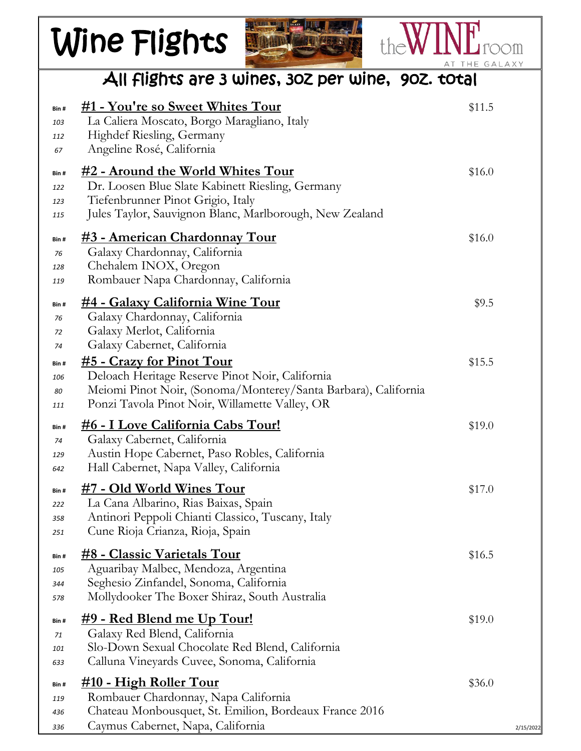# Wine Flights

theWINEroom AT THE GALAXY

## All flights are 3 wines, 3oz per wine, 9oz. total

| Bin # | #1 - You're so Sweet Whites Tour | $11.5 |
|---|---|---|
| 103 | La Caliera Moscato, Borgo Maragliano, Italy | |
| 112 | Highdef Riesling, Germany | |
| 67 | Angeline Rosé, California | |
| **Bin #** | **#2 - Around the World Whites Tour** | **$16.0** |
| 122 | Dr. Loosen Blue Slate Kabinett Riesling, Germany | |
| 123 | Tiefenbrunner Pinot Grigio, Italy | |
| 115 | Jules Taylor, Sauvignon Blanc, Marlborough, New Zealand | |
| **Bin #** | **#3 - American Chardonnay Tour** | **$16.0** |
| 76 | Galaxy Chardonnay, California | |
| 128 | Chehalem INOX, Oregon | |
| 119 | Rombauer Napa Chardonnay, California | |
| **Bin #** | **#4 - Galaxy California Wine Tour** | **$9.5** |
| 76 | Galaxy Chardonnay, California | |
| 72 | Galaxy Merlot, California | |
| 74 | Galaxy Cabernet, California | |
| **Bin #** | **#5 - Crazy for Pinot Tour** | **$15.5** |
| 106 | Deloach Heritage Reserve Pinot Noir, California | |
| 80 | Meiomi Pinot Noir, (Sonoma/Monterey/Santa Barbara), California | |
| 111 | Ponzi Tavola Pinot Noir, Willamette Valley, OR | |
| **Bin #** | **#6 - I Love California Cabs Tour!** | **$19.0** |
| 74 | Galaxy Cabernet, California | |
| 129 | Austin Hope Cabernet, Paso Robles, California | |
| 642 | Hall Cabernet, Napa Valley, California | |
| **Bin #** | **#7 - Old World Wines Tour** | **$17.0** |
| 222 | La Cana Albarino, Rias Baixas, Spain | |
| 358 | Antinori Peppoli Chianti Classico, Tuscany, Italy | |
| 251 | Cune Rioja Crianza, Rioja, Spain | |
| **Bin #** | **#8 - Classic Varietals Tour** | **$16.5** |
| 105 | Aguaribay Malbec, Mendoza, Argentina | |
| 344 | Seghesio Zinfandel, Sonoma, California | |
| 578 | Mollydooker The Boxer Shiraz, South Australia | |
| **Bin #** | **#9 - Red Blend me Up Tour!** | **$19.0** |
| 71 | Galaxy Red Blend, California | |
| 101 | Slo-Down Sexual Chocolate Red Blend, California | |
| 633 | Calluna Vineyards Cuvee, Sonoma, California | |
| **Bin #** | **#10 - High Roller Tour** | **$36.0** |
| 119 | Rombauer Chardonnay, Napa California | |
| 436 | Chateau Monbousquet, St. Emilion, Bordeaux France 2016 | |
| 336 | Caymus Cabernet, Napa, California | |

2/15/2022